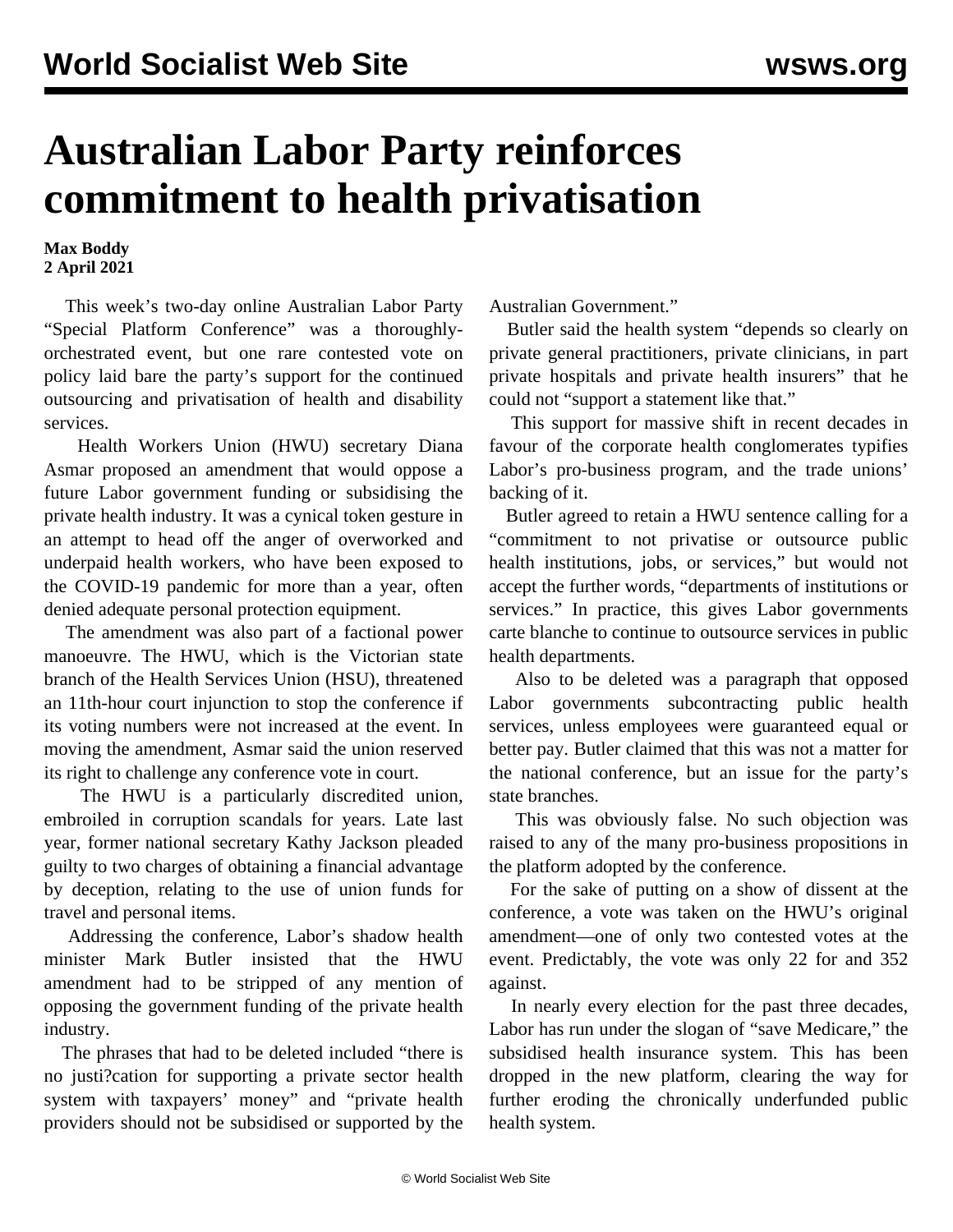# Australian Labor Party reinforces commitment to health privatisation

**Max Boddy**
**2 April 2021**

This week's two-day online Australian Labor Party "Special Platform Conference" was a thoroughly-orchestrated event, but one rare contested vote on policy laid bare the party's support for the continued outsourcing and privatisation of health and disability services.

Health Workers Union (HWU) secretary Diana Asmar proposed an amendment that would oppose a future Labor government funding or subsidising the private health industry. It was a cynical token gesture in an attempt to head off the anger of overworked and underpaid health workers, who have been exposed to the COVID-19 pandemic for more than a year, often denied adequate personal protection equipment.

The amendment was also part of a factional power manoeuvre. The HWU, which is the Victorian state branch of the Health Services Union (HSU), threatened an 11th-hour court injunction to stop the conference if its voting numbers were not increased at the event. In moving the amendment, Asmar said the union reserved its right to challenge any conference vote in court.

The HWU is a particularly discredited union, embroiled in corruption scandals for years. Late last year, former national secretary Kathy Jackson pleaded guilty to two charges of obtaining a financial advantage by deception, relating to the use of union funds for travel and personal items.

Addressing the conference, Labor's shadow health minister Mark Butler insisted that the HWU amendment had to be stripped of any mention of opposing the government funding of the private health industry.

The phrases that had to be deleted included "there is no justi?cation for supporting a private sector health system with taxpayers' money" and "private health providers should not be subsidised or supported by the Australian Government."

Butler said the health system "depends so clearly on private general practitioners, private clinicians, in part private hospitals and private health insurers" that he could not "support a statement like that."

This support for massive shift in recent decades in favour of the corporate health conglomerates typifies Labor's pro-business program, and the trade unions' backing of it.

Butler agreed to retain a HWU sentence calling for a "commitment to not privatise or outsource public health institutions, jobs, or services," but would not accept the further words, "departments of institutions or services." In practice, this gives Labor governments carte blanche to continue to outsource services in public health departments.

Also to be deleted was a paragraph that opposed Labor governments subcontracting public health services, unless employees were guaranteed equal or better pay. Butler claimed that this was not a matter for the national conference, but an issue for the party's state branches.

This was obviously false. No such objection was raised to any of the many pro-business propositions in the platform adopted by the conference.

For the sake of putting on a show of dissent at the conference, a vote was taken on the HWU's original amendment—one of only two contested votes at the event. Predictably, the vote was only 22 for and 352 against.

In nearly every election for the past three decades, Labor has run under the slogan of "save Medicare," the subsidised health insurance system. This has been dropped in the new platform, clearing the way for further eroding the chronically underfunded public health system.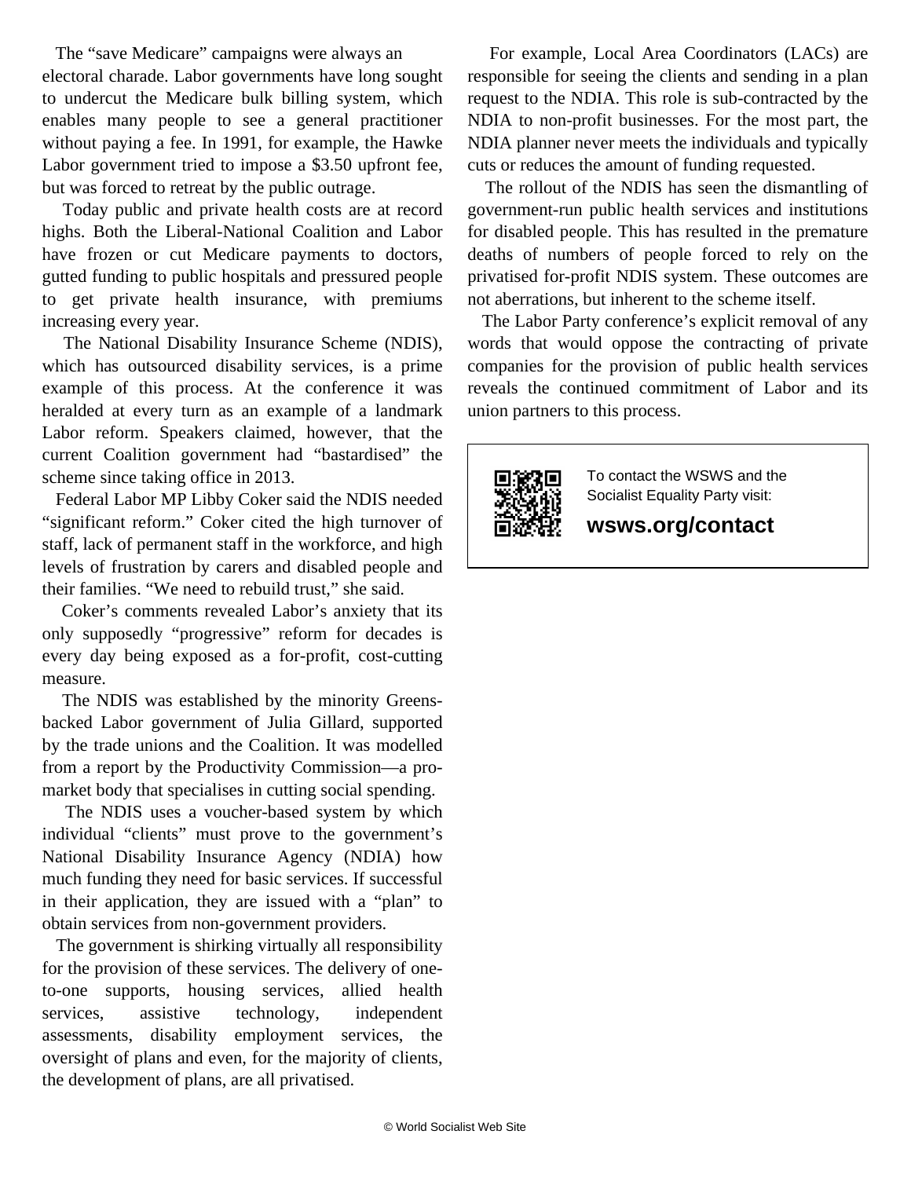The "save Medicare" campaigns were always an electoral charade. Labor governments have long sought to undercut the Medicare bulk billing system, which enables many people to see a general practitioner without paying a fee. In 1991, for example, the Hawke Labor government tried to impose a $3.50 upfront fee, but was forced to retreat by the public outrage.

Today public and private health costs are at record highs. Both the Liberal-National Coalition and Labor have frozen or cut Medicare payments to doctors, gutted funding to public hospitals and pressured people to get private health insurance, with premiums increasing every year.

The National Disability Insurance Scheme (NDIS), which has outsourced disability services, is a prime example of this process. At the conference it was heralded at every turn as an example of a landmark Labor reform. Speakers claimed, however, that the current Coalition government had "bastardised" the scheme since taking office in 2013.

Federal Labor MP Libby Coker said the NDIS needed "significant reform." Coker cited the high turnover of staff, lack of permanent staff in the workforce, and high levels of frustration by carers and disabled people and their families. "We need to rebuild trust," she said.

Coker's comments revealed Labor's anxiety that its only supposedly "progressive" reform for decades is every day being exposed as a for-profit, cost-cutting measure.

The NDIS was established by the minority Greens-backed Labor government of Julia Gillard, supported by the trade unions and the Coalition. It was modelled from a report by the Productivity Commission—a pro-market body that specialises in cutting social spending.

The NDIS uses a voucher-based system by which individual "clients" must prove to the government's National Disability Insurance Agency (NDIA) how much funding they need for basic services. If successful in their application, they are issued with a "plan" to obtain services from non-government providers.

The government is shirking virtually all responsibility for the provision of these services. The delivery of one-to-one supports, housing services, allied health services, assistive technology, independent assessments, disability employment services, the oversight of plans and even, for the majority of clients, the development of plans, are all privatised.

For example, Local Area Coordinators (LACs) are responsible for seeing the clients and sending in a plan request to the NDIA. This role is sub-contracted by the NDIA to non-profit businesses. For the most part, the NDIA planner never meets the individuals and typically cuts or reduces the amount of funding requested.

The rollout of the NDIS has seen the dismantling of government-run public health services and institutions for disabled people. This has resulted in the premature deaths of numbers of people forced to rely on the privatised for-profit NDIS system. These outcomes are not aberrations, but inherent to the scheme itself.

The Labor Party conference's explicit removal of any words that would oppose the contracting of private companies for the provision of public health services reveals the continued commitment of Labor and its union partners to this process.

To contact the WSWS and the Socialist Equality Party visit:

**wsws.org/contact**